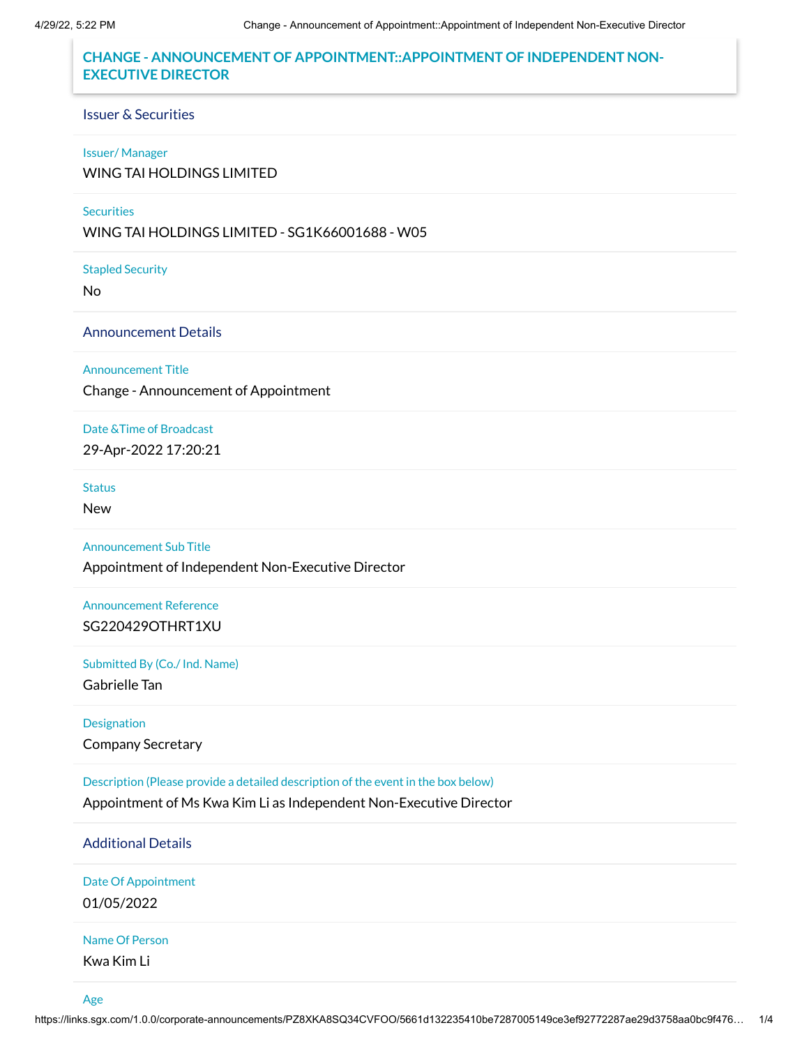# CHANGE - ANNOUNCEMENT OF APPOINTMENT::APPOINTMENT OF INDEPENDENT NON-EXECUTIVE DIRECTOR

## Issuer & Securities

**Issuer/ Manager**

WING TAI HOLDINGS LIMITED

**Securities**

WING TAI HOLDINGS LIMITED - SG1K66001688 - W05

**Stapled Security**

No

## Announcement Details

**Announcement Title**

Change - Announcement of Appointment

**Date &Time of Broadcast**

29-Apr-2022 17:20:21

**Status**

New

**Announcement Sub Title**

Appointment of Independent Non-Executive Director

**Announcement Reference**

SG220429OTHRT1XU

**Submitted By (Co./ Ind. Name)**

Gabrielle Tan

**Designation**

Company Secretary

**Description (Please provide a detailed description of the event in the box below)**

Appointment of Ms Kwa Kim Li as Independent Non-Executive Director

## Additional Details

**Date Of Appointment**

01/05/2022

**Name Of Person**

Kwa Kim Li

**Age**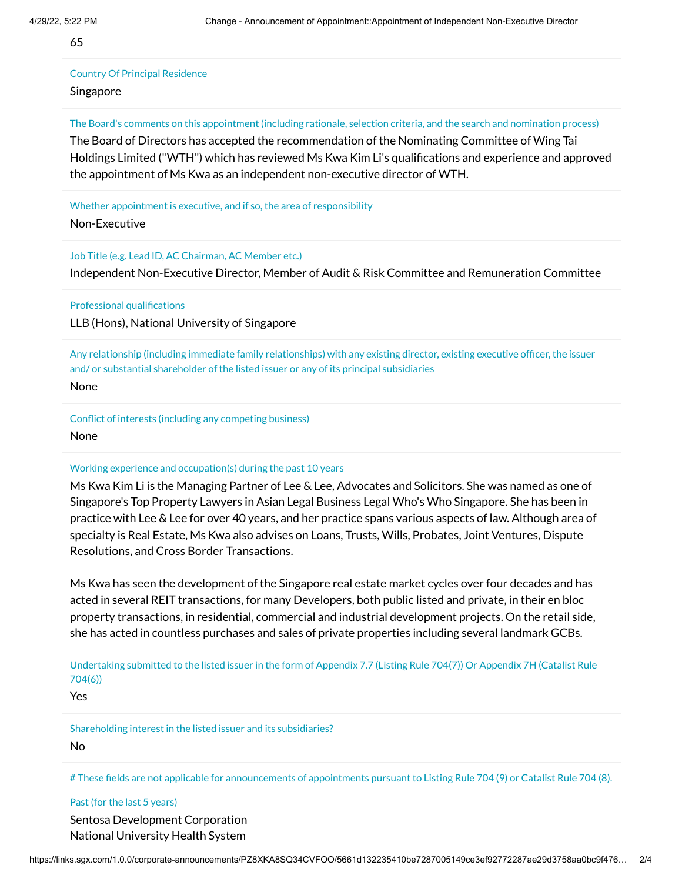65

Country Of Principal Residence

Singapore

The Board's comments on this appointment (including rationale, selection criteria, and the search and nomination process)

The Board of Directors has accepted the recommendation of the Nominating Committee of Wing Tai Holdings Limited ("WTH") which has reviewed Ms Kwa Kim Li's qualifications and experience and approved the appointment of Ms Kwa as an independent non-executive director of WTH.

Whether appointment is executive, and if so, the area of responsibility

Non-Executive

Job Title (e.g. Lead ID, AC Chairman, AC Member etc.)

Independent Non-Executive Director, Member of Audit & Risk Committee and Remuneration Committee

Professional qualifications

LLB (Hons), National University of Singapore

Any relationship (including immediate family relationships) with any existing director, existing executive officer, the issuer and/ or substantial shareholder of the listed issuer or any of its principal subsidiaries

None

Conflict of interests (including any competing business)

None

Working experience and occupation(s) during the past 10 years

Ms Kwa Kim Li is the Managing Partner of Lee & Lee, Advocates and Solicitors. She was named as one of Singapore's Top Property Lawyers in Asian Legal Business Legal Who's Who Singapore. She has been in practice with Lee & Lee for over 40 years, and her practice spans various aspects of law. Although area of specialty is Real Estate, Ms Kwa also advises on Loans, Trusts, Wills, Probates, Joint Ventures, Dispute Resolutions, and Cross Border Transactions.

Ms Kwa has seen the development of the Singapore real estate market cycles over four decades and has acted in several REIT transactions, for many Developers, both public listed and private, in their en bloc property transactions, in residential, commercial and industrial development projects. On the retail side, she has acted in countless purchases and sales of private properties including several landmark GCBs.

Undertaking submitted to the listed issuer in the form of Appendix 7.7 (Listing Rule 704(7)) Or Appendix 7H (Catalist Rule 704(6))

Yes

Shareholding interest in the listed issuer and its subsidiaries?

No

# These fields are not applicable for announcements of appointments pursuant to Listing Rule 704 (9) or Catalist Rule 704 (8).

Past (for the last 5 years)

Sentosa Development Corporation
National University Health System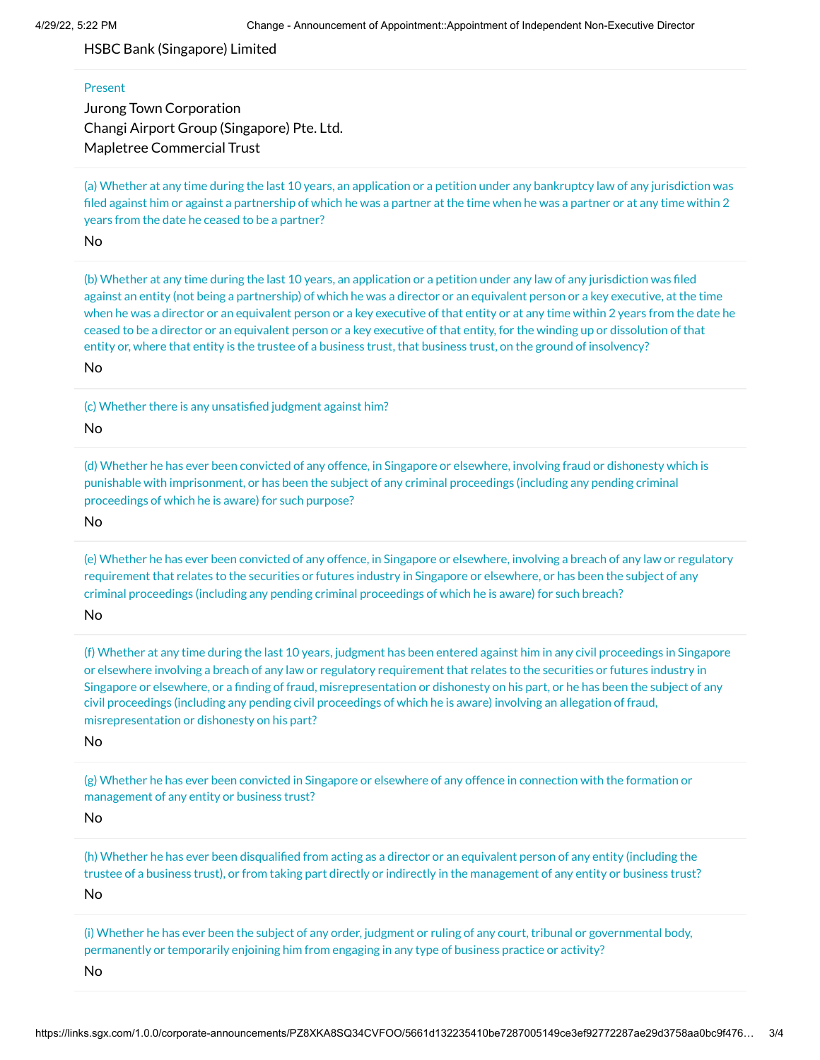HSBC Bank (Singapore) Limited

Present

Jurong Town Corporation
Changi Airport Group (Singapore) Pte. Ltd.
Mapletree Commercial Trust

(a) Whether at any time during the last 10 years, an application or a petition under any bankruptcy law of any jurisdiction was filed against him or against a partnership of which he was a partner at the time when he was a partner or at any time within 2 years from the date he ceased to be a partner?

No

(b) Whether at any time during the last 10 years, an application or a petition under any law of any jurisdiction was filed against an entity (not being a partnership) of which he was a director or an equivalent person or a key executive, at the time when he was a director or an equivalent person or a key executive of that entity or at any time within 2 years from the date he ceased to be a director or an equivalent person or a key executive of that entity, for the winding up or dissolution of that entity or, where that entity is the trustee of a business trust, that business trust, on the ground of insolvency?

No

(c) Whether there is any unsatisfied judgment against him?

No

(d) Whether he has ever been convicted of any offence, in Singapore or elsewhere, involving fraud or dishonesty which is punishable with imprisonment, or has been the subject of any criminal proceedings (including any pending criminal proceedings of which he is aware) for such purpose?

No

(e) Whether he has ever been convicted of any offence, in Singapore or elsewhere, involving a breach of any law or regulatory requirement that relates to the securities or futures industry in Singapore or elsewhere, or has been the subject of any criminal proceedings (including any pending criminal proceedings of which he is aware) for such breach?

No

(f) Whether at any time during the last 10 years, judgment has been entered against him in any civil proceedings in Singapore or elsewhere involving a breach of any law or regulatory requirement that relates to the securities or futures industry in Singapore or elsewhere, or a finding of fraud, misrepresentation or dishonesty on his part, or he has been the subject of any civil proceedings (including any pending civil proceedings of which he is aware) involving an allegation of fraud, misrepresentation or dishonesty on his part?

No

(g) Whether he has ever been convicted in Singapore or elsewhere of any offence in connection with the formation or management of any entity or business trust?

No

(h) Whether he has ever been disqualified from acting as a director or an equivalent person of any entity (including the trustee of a business trust), or from taking part directly or indirectly in the management of any entity or business trust?

No

(i) Whether he has ever been the subject of any order, judgment or ruling of any court, tribunal or governmental body, permanently or temporarily enjoining him from engaging in any type of business practice or activity?

No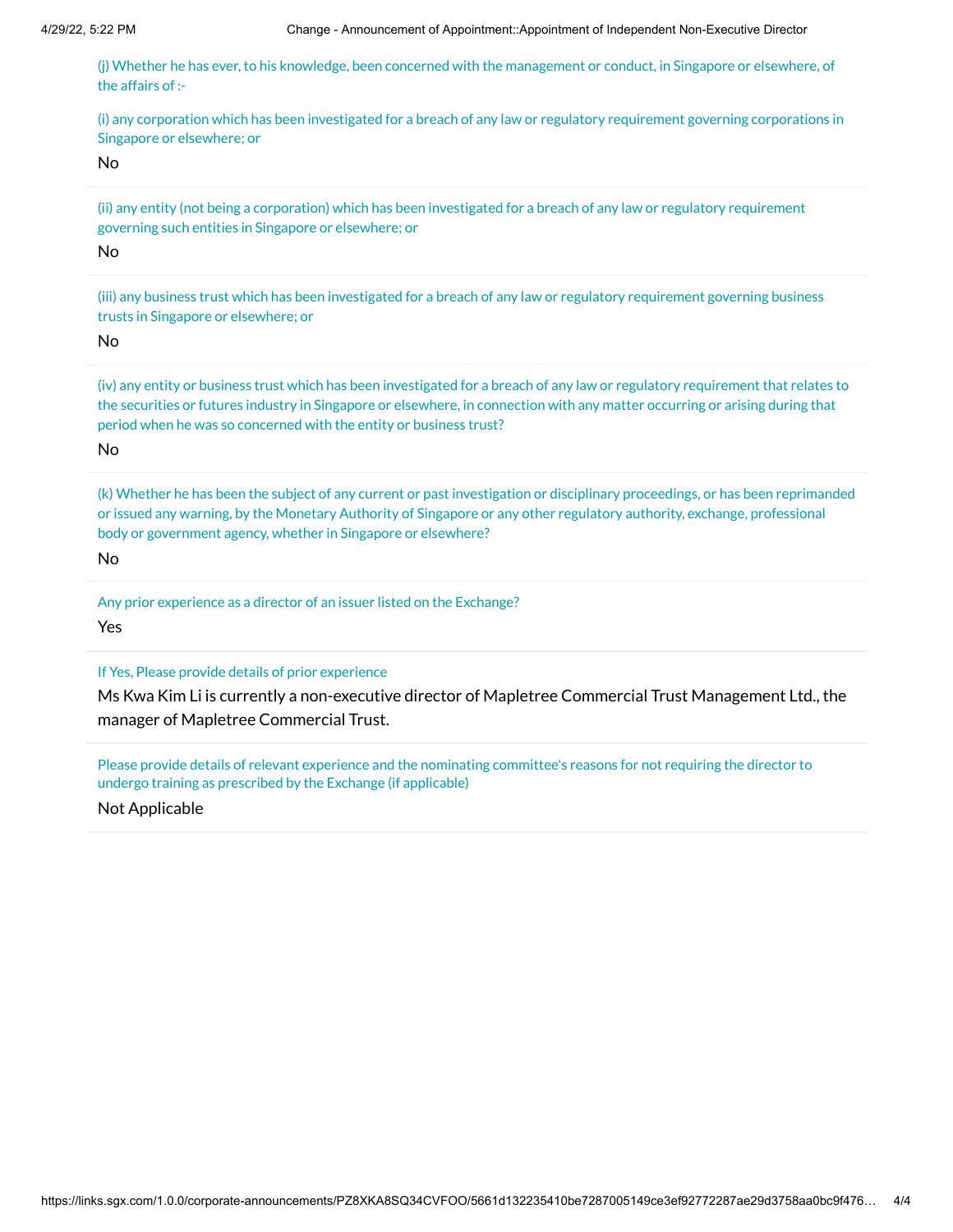(j) Whether he has ever, to his knowledge, been concerned with the management or conduct, in Singapore or elsewhere, of the affairs of :-

(i) any corporation which has been investigated for a breach of any law or regulatory requirement governing corporations in Singapore or elsewhere; or

No

(ii) any entity (not being a corporation) which has been investigated for a breach of any law or regulatory requirement governing such entities in Singapore or elsewhere; or

No

(iii) any business trust which has been investigated for a breach of any law or regulatory requirement governing business trusts in Singapore or elsewhere; or

No

(iv) any entity or business trust which has been investigated for a breach of any law or regulatory requirement that relates to the securities or futures industry in Singapore or elsewhere, in connection with any matter occurring or arising during that period when he was so concerned with the entity or business trust?

No

(k) Whether he has been the subject of any current or past investigation or disciplinary proceedings, or has been reprimanded or issued any warning, by the Monetary Authority of Singapore or any other regulatory authority, exchange, professional body or government agency, whether in Singapore or elsewhere?

No

Any prior experience as a director of an issuer listed on the Exchange?

Yes

If Yes, Please provide details of prior experience

Ms Kwa Kim Li is currently a non-executive director of Mapletree Commercial Trust Management Ltd., the manager of Mapletree Commercial Trust.

Please provide details of relevant experience and the nominating committee's reasons for not requiring the director to undergo training as prescribed by the Exchange (if applicable)

Not Applicable